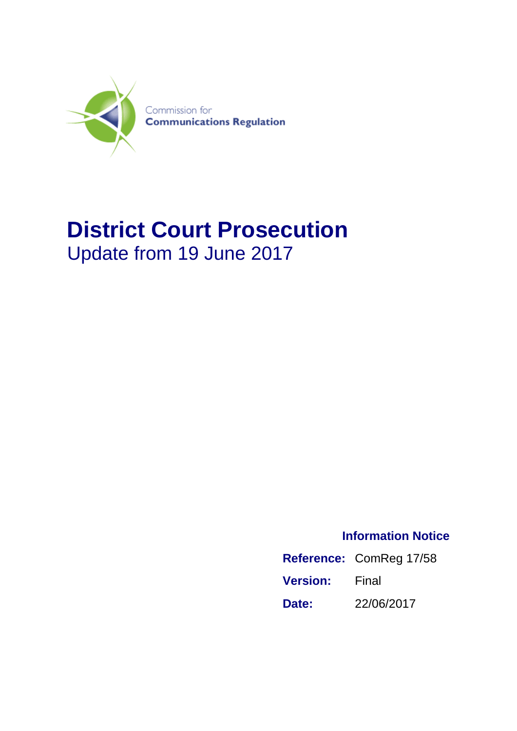Commission for
**Communications Regulation**

# District Court Prosecution

## Update from 19 June 2017

**Information Notice**

| | |
|---|---|
| **Reference:** | ComReg 17/58 |
| **Version:** | Final |
| **Date:** | 22/06/2017 |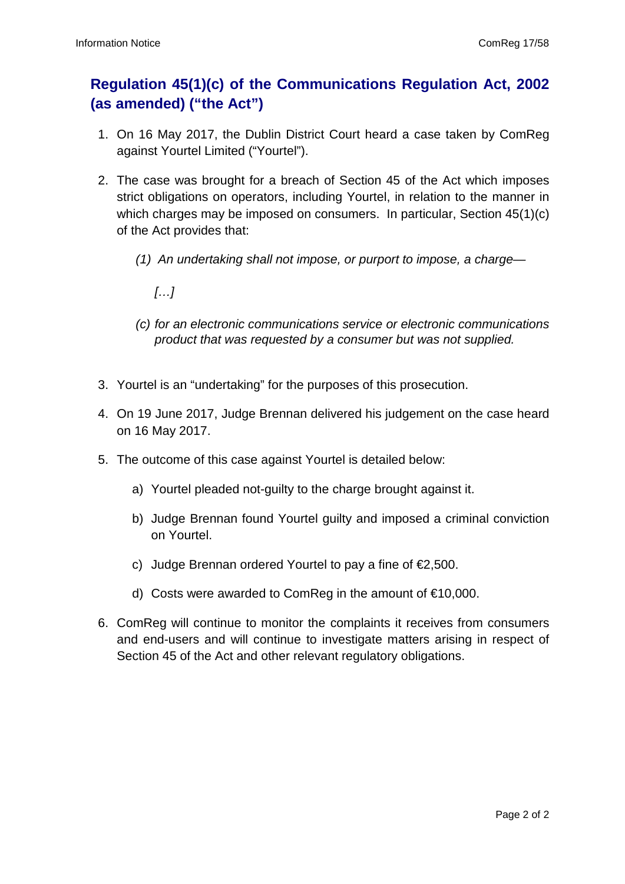## Regulation 45(1)(c) of the Communications Regulation Act, 2002 (as amended) ("the Act")

1. On 16 May 2017, the Dublin District Court heard a case taken by ComReg against Yourtel Limited ("Yourtel").

2. The case was brought for a breach of Section 45 of the Act which imposes strict obligations on operators, including Yourtel, in relation to the manner in which charges may be imposed on consumers. In particular, Section 45(1)(c) of the Act provides that:

   *(1) An undertaking shall not impose, or purport to impose, a charge—*

   *[…]*

   *(c) for an electronic communications service or electronic communications product that was requested by a consumer but was not supplied.*

3. Yourtel is an "undertaking" for the purposes of this prosecution.

4. On 19 June 2017, Judge Brennan delivered his judgement on the case heard on 16 May 2017.

5. The outcome of this case against Yourtel is detailed below:

   a) Yourtel pleaded not-guilty to the charge brought against it.

   b) Judge Brennan found Yourtel guilty and imposed a criminal conviction on Yourtel.

   c) Judge Brennan ordered Yourtel to pay a fine of €2,500.

   d) Costs were awarded to ComReg in the amount of €10,000.

6. ComReg will continue to monitor the complaints it receives from consumers and end-users and will continue to investigate matters arising in respect of Section 45 of the Act and other relevant regulatory obligations.